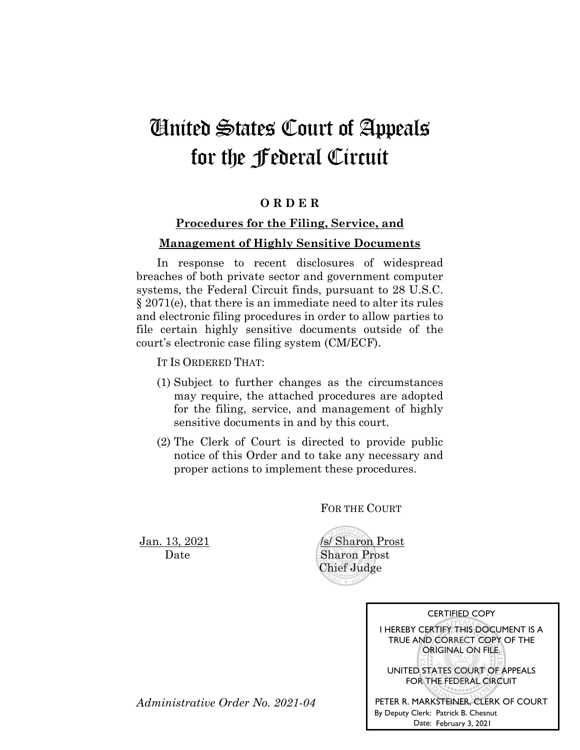# United States Court of Appeals for the Federal Circuit

**O R D E R**

**Procedures for the Filing, Service, and Management of Highly Sensitive Documents**

In response to recent disclosures of widespread breaches of both private sector and government computer systems, the Federal Circuit finds, pursuant to 28 U.S.C. § 2071(e), that there is an immediate need to alter its rules and electronic filing procedures in order to allow parties to file certain highly sensitive documents outside of the court's electronic case filing system (CM/ECF).

IT IS ORDERED THAT:

(1) Subject to further changes as the circumstances may require, the attached procedures are adopted for the filing, service, and management of highly sensitive documents in and by this court.

(2) The Clerk of Court is directed to provide public notice of this Order and to take any necessary and proper actions to implement these procedures.

FOR THE COURT

Jan. 13, 2021
Date

/s/ Sharon Prost
Sharon Prost
Chief Judge

CERTIFIED COPY

I HEREBY CERTIFY THIS DOCUMENT IS A TRUE AND CORRECT COPY OF THE ORIGINAL ON FILE.

UNITED STATES COURT OF APPEALS FOR THE FEDERAL CIRCUIT

PETER R. MARKSTEINER, CLERK OF COURT
By Deputy Clerk: Patrick B. Chesnut
Date: February 3, 2021

*Administrative Order No. 2021-04*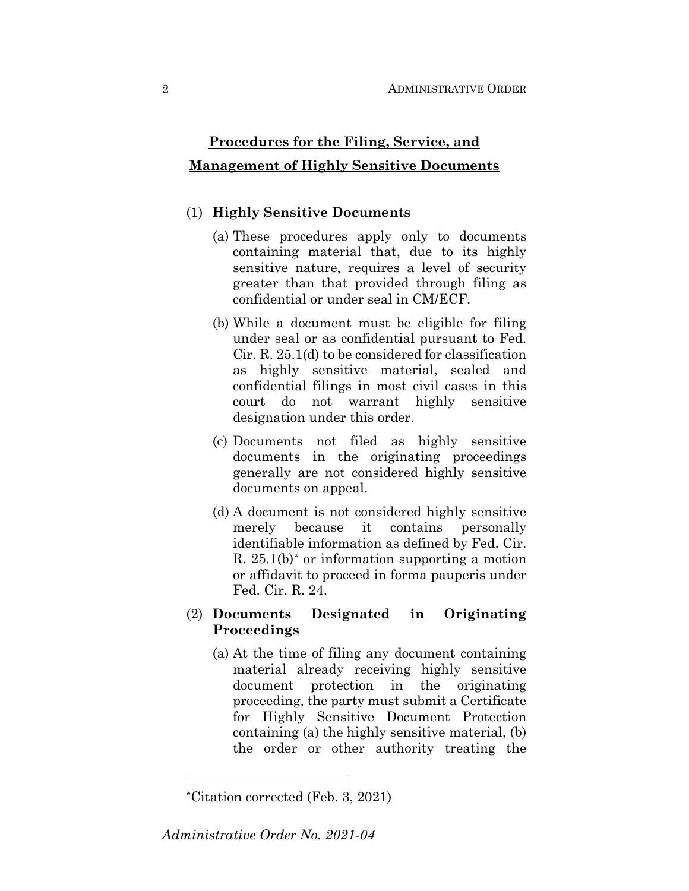## Procedures for the Filing, Service, and Management of Highly Sensitive Documents

(1) **Highly Sensitive Documents**

(a) These procedures apply only to documents containing material that, due to its highly sensitive nature, requires a level of security greater than that provided through filing as confidential or under seal in CM/ECF.

(b) While a document must be eligible for filing under seal or as confidential pursuant to Fed. Cir. R. 25.1(d) to be considered for classification as highly sensitive material, sealed and confidential filings in most civil cases in this court do not warrant highly sensitive designation under this order.

(c) Documents not filed as highly sensitive documents in the originating proceedings generally are not considered highly sensitive documents on appeal.

(d) A document is not considered highly sensitive merely because it contains personally identifiable information as defined by Fed. Cir. R. 25.1(b)* or information supporting a motion or affidavit to proceed in forma pauperis under Fed. Cir. R. 24.

(2) **Documents Designated in Originating Proceedings**

(a) At the time of filing any document containing material already receiving highly sensitive document protection in the originating proceeding, the party must submit a Certificate for Highly Sensitive Document Protection containing (a) the highly sensitive material, (b) the order or other authority treating the

*Citation corrected (Feb. 3, 2021)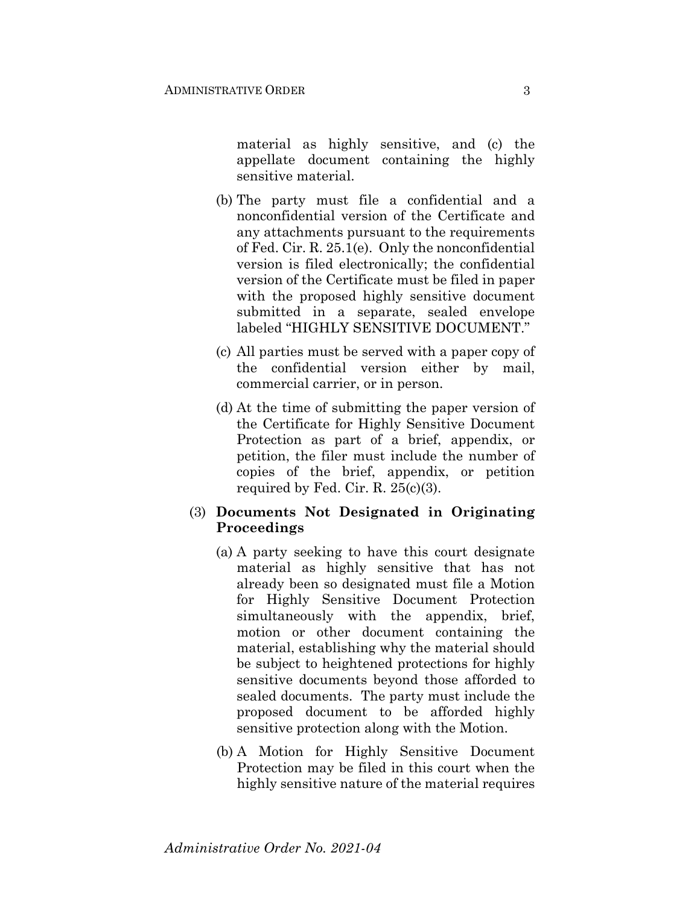material as highly sensitive, and (c) the appellate document containing the highly sensitive material.

(b) The party must file a confidential and a nonconfidential version of the Certificate and any attachments pursuant to the requirements of Fed. Cir. R. 25.1(e). Only the nonconfidential version is filed electronically; the confidential version of the Certificate must be filed in paper with the proposed highly sensitive document submitted in a separate, sealed envelope labeled "HIGHLY SENSITIVE DOCUMENT."

(c) All parties must be served with a paper copy of the confidential version either by mail, commercial carrier, or in person.

(d) At the time of submitting the paper version of the Certificate for Highly Sensitive Document Protection as part of a brief, appendix, or petition, the filer must include the number of copies of the brief, appendix, or petition required by Fed. Cir. R. 25(c)(3).

(3) **Documents Not Designated in Originating Proceedings**

(a) A party seeking to have this court designate material as highly sensitive that has not already been so designated must file a Motion for Highly Sensitive Document Protection simultaneously with the appendix, brief, motion or other document containing the material, establishing why the material should be subject to heightened protections for highly sensitive documents beyond those afforded to sealed documents. The party must include the proposed document to be afforded highly sensitive protection along with the Motion.

(b) A Motion for Highly Sensitive Document Protection may be filed in this court when the highly sensitive nature of the material requires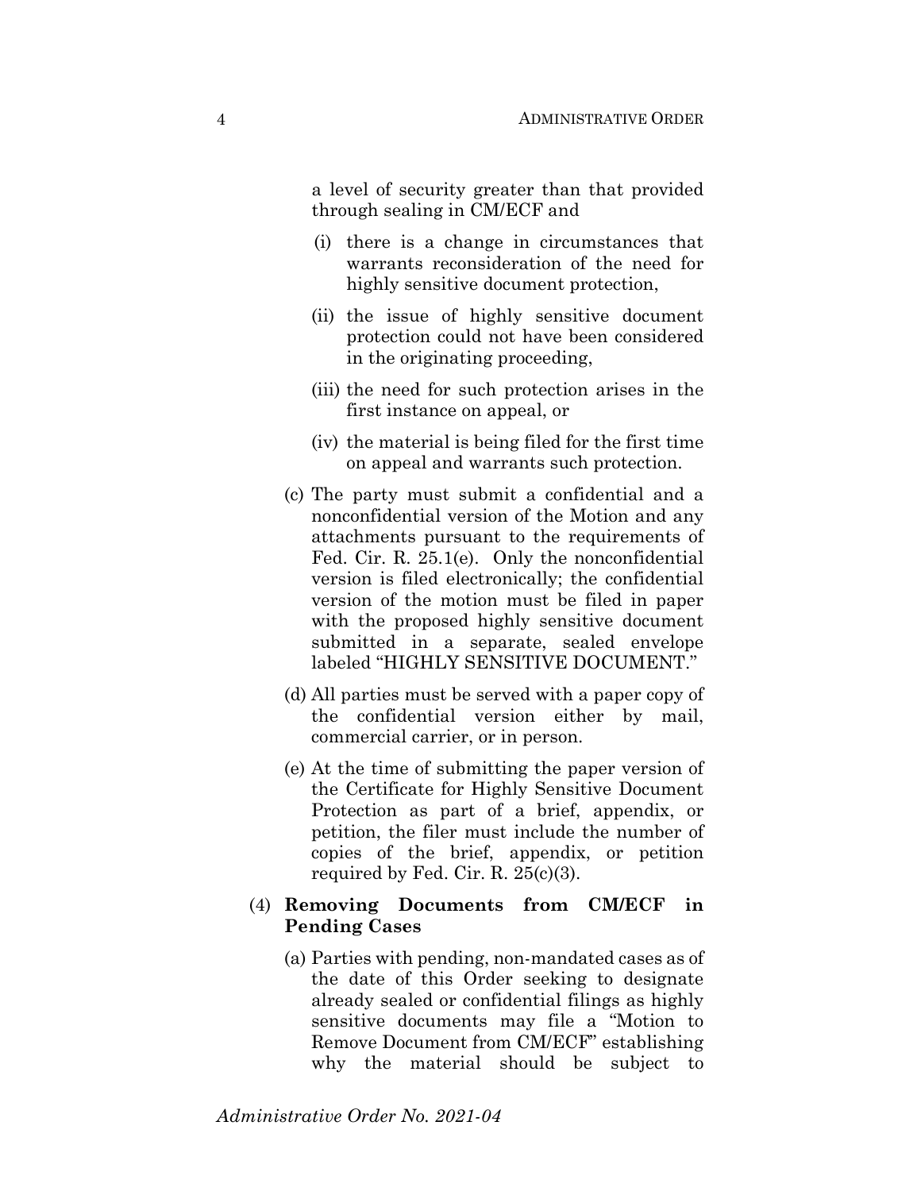a level of security greater than that provided through sealing in CM/ECF and

(i) there is a change in circumstances that warrants reconsideration of the need for highly sensitive document protection,

(ii) the issue of highly sensitive document protection could not have been considered in the originating proceeding,

(iii) the need for such protection arises in the first instance on appeal, or

(iv) the material is being filed for the first time on appeal and warrants such protection.

(c) The party must submit a confidential and a nonconfidential version of the Motion and any attachments pursuant to the requirements of Fed. Cir. R. 25.1(e). Only the nonconfidential version is filed electronically; the confidential version of the motion must be filed in paper with the proposed highly sensitive document submitted in a separate, sealed envelope labeled "HIGHLY SENSITIVE DOCUMENT."

(d) All parties must be served with a paper copy of the confidential version either by mail, commercial carrier, or in person.

(e) At the time of submitting the paper version of the Certificate for Highly Sensitive Document Protection as part of a brief, appendix, or petition, the filer must include the number of copies of the brief, appendix, or petition required by Fed. Cir. R. 25(c)(3).

(4) **Removing Documents from CM/ECF in Pending Cases**

(a) Parties with pending, non-mandated cases as of the date of this Order seeking to designate already sealed or confidential filings as highly sensitive documents may file a "Motion to Remove Document from CM/ECF" establishing why the material should be subject to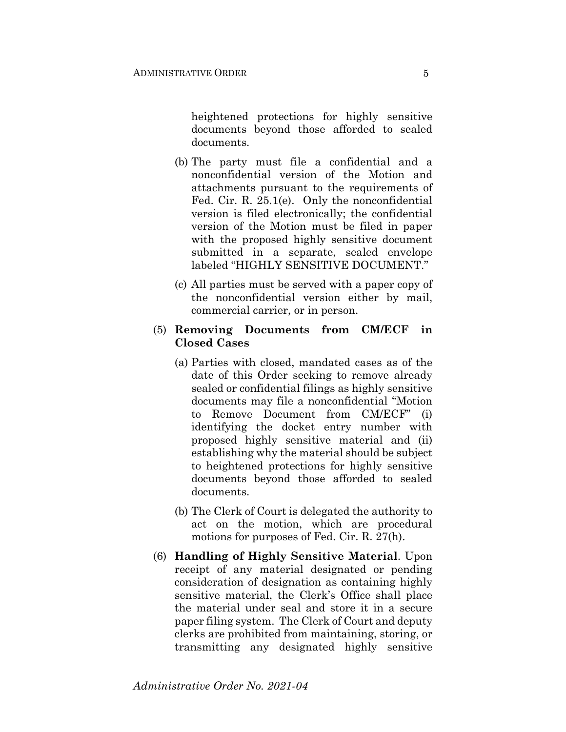heightened protections for highly sensitive documents beyond those afforded to sealed documents.

(b) The party must file a confidential and a nonconfidential version of the Motion and attachments pursuant to the requirements of Fed. Cir. R. 25.1(e). Only the nonconfidential version is filed electronically; the confidential version of the Motion must be filed in paper with the proposed highly sensitive document submitted in a separate, sealed envelope labeled "HIGHLY SENSITIVE DOCUMENT."

(c) All parties must be served with a paper copy of the nonconfidential version either by mail, commercial carrier, or in person.

(5) **Removing Documents from CM/ECF in Closed Cases**

(a) Parties with closed, mandated cases as of the date of this Order seeking to remove already sealed or confidential filings as highly sensitive documents may file a nonconfidential "Motion to Remove Document from CM/ECF" (i) identifying the docket entry number with proposed highly sensitive material and (ii) establishing why the material should be subject to heightened protections for highly sensitive documents beyond those afforded to sealed documents.

(b) The Clerk of Court is delegated the authority to act on the motion, which are procedural motions for purposes of Fed. Cir. R. 27(h).

(6) **Handling of Highly Sensitive Material**. Upon receipt of any material designated or pending consideration of designation as containing highly sensitive material, the Clerk's Office shall place the material under seal and store it in a secure paper filing system. The Clerk of Court and deputy clerks are prohibited from maintaining, storing, or transmitting any designated highly sensitive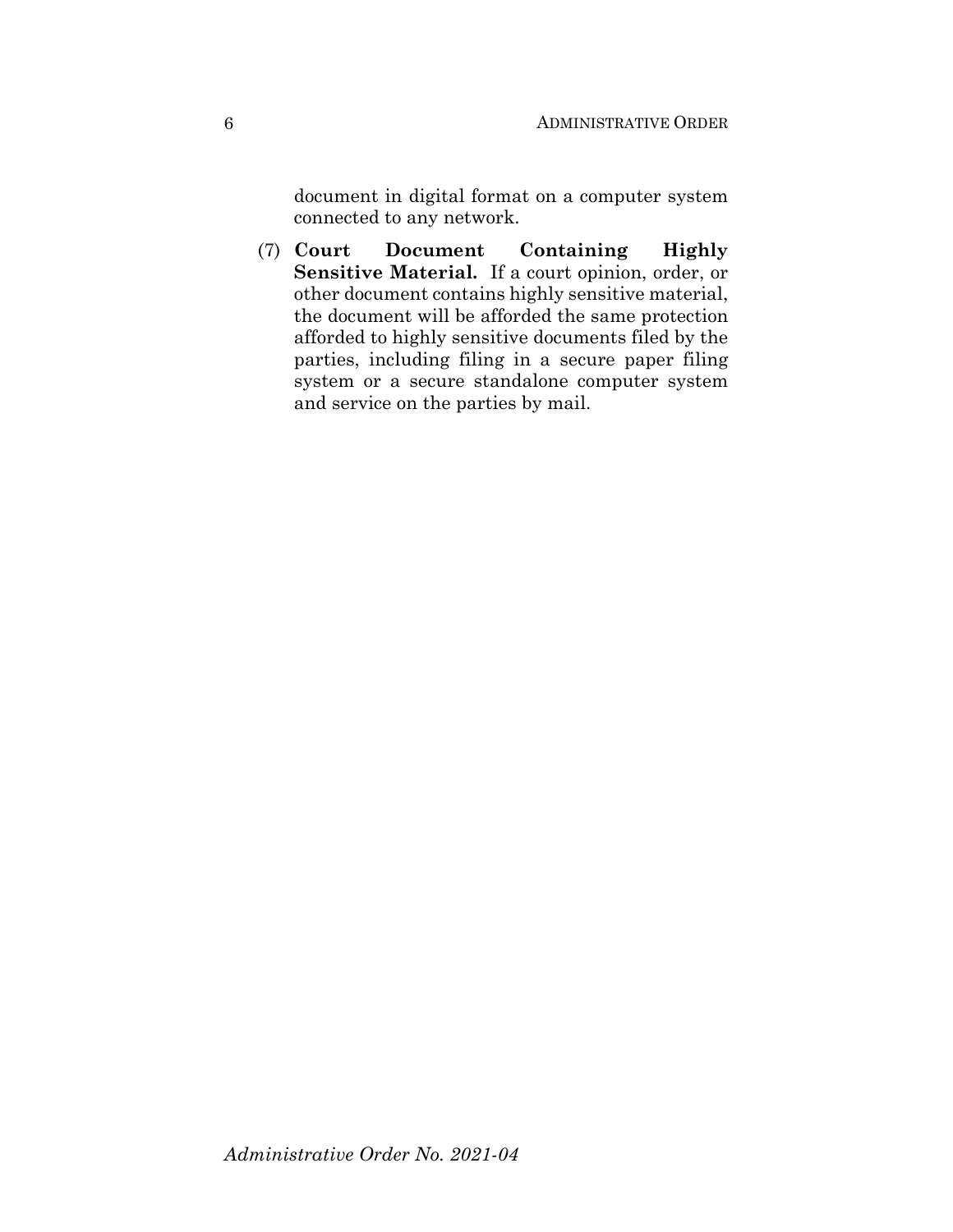document in digital format on a computer system connected to any network.

(7) **Court Document Containing Highly Sensitive Material.** If a court opinion, order, or other document contains highly sensitive material, the document will be afforded the same protection afforded to highly sensitive documents filed by the parties, including filing in a secure paper filing system or a secure standalone computer system and service on the parties by mail.